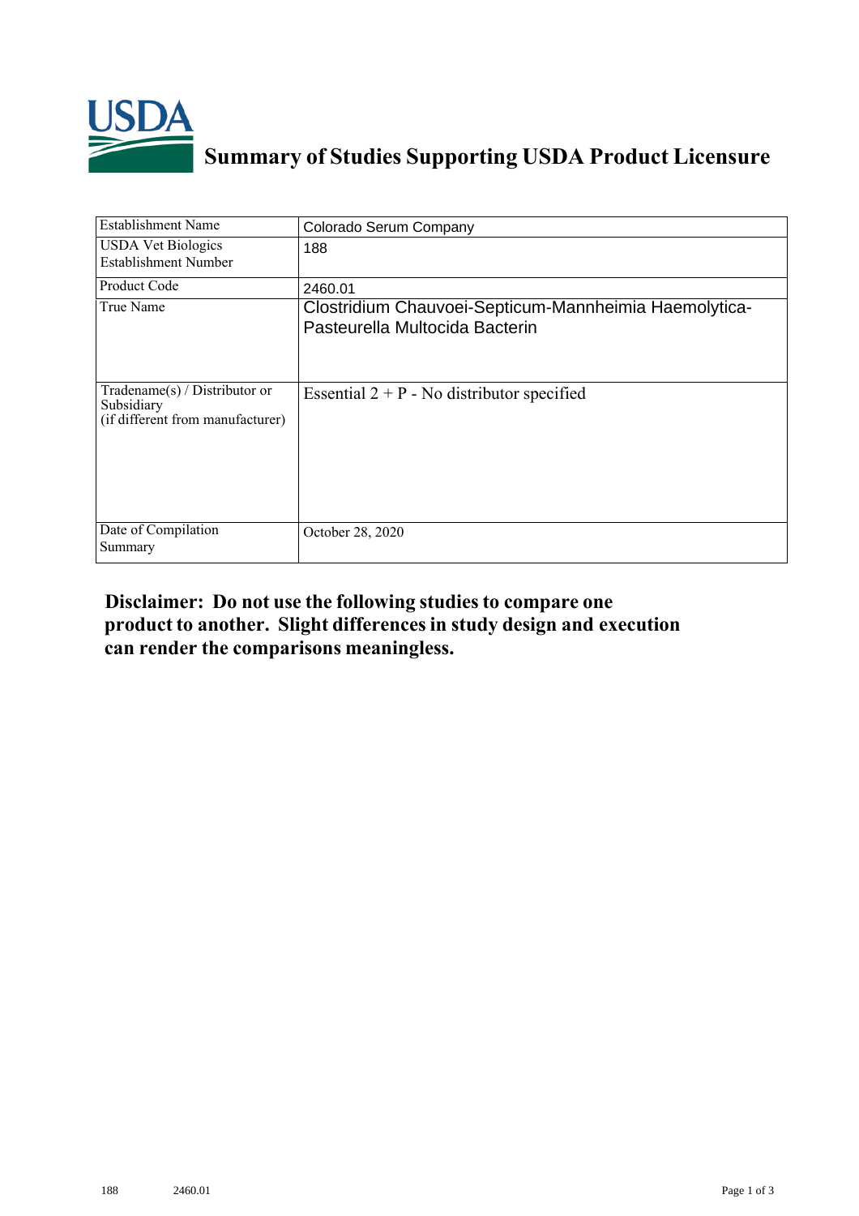# Summary of Studies Supporting USDA Product Licensure

| Establishment Name | Colorado Serum Company |
|---|---|
| USDA Vet Biologics Establishment Number | 188 |
| Product Code | 2460.01 |
| True Name | Clostridium Chauvoei-Septicum-Mannheimia Haemolytica-Pasteurella Multocida Bacterin |
| Tradename(s) / Distributor or Subsidiary (if different from manufacturer) | Essential 2 + P - No distributor specified |
| Date of Compilation Summary | October 28, 2020 |

**Disclaimer: Do not use the following studies to compare one product to another. Slight differences in study design and execution can render the comparisons meaningless.**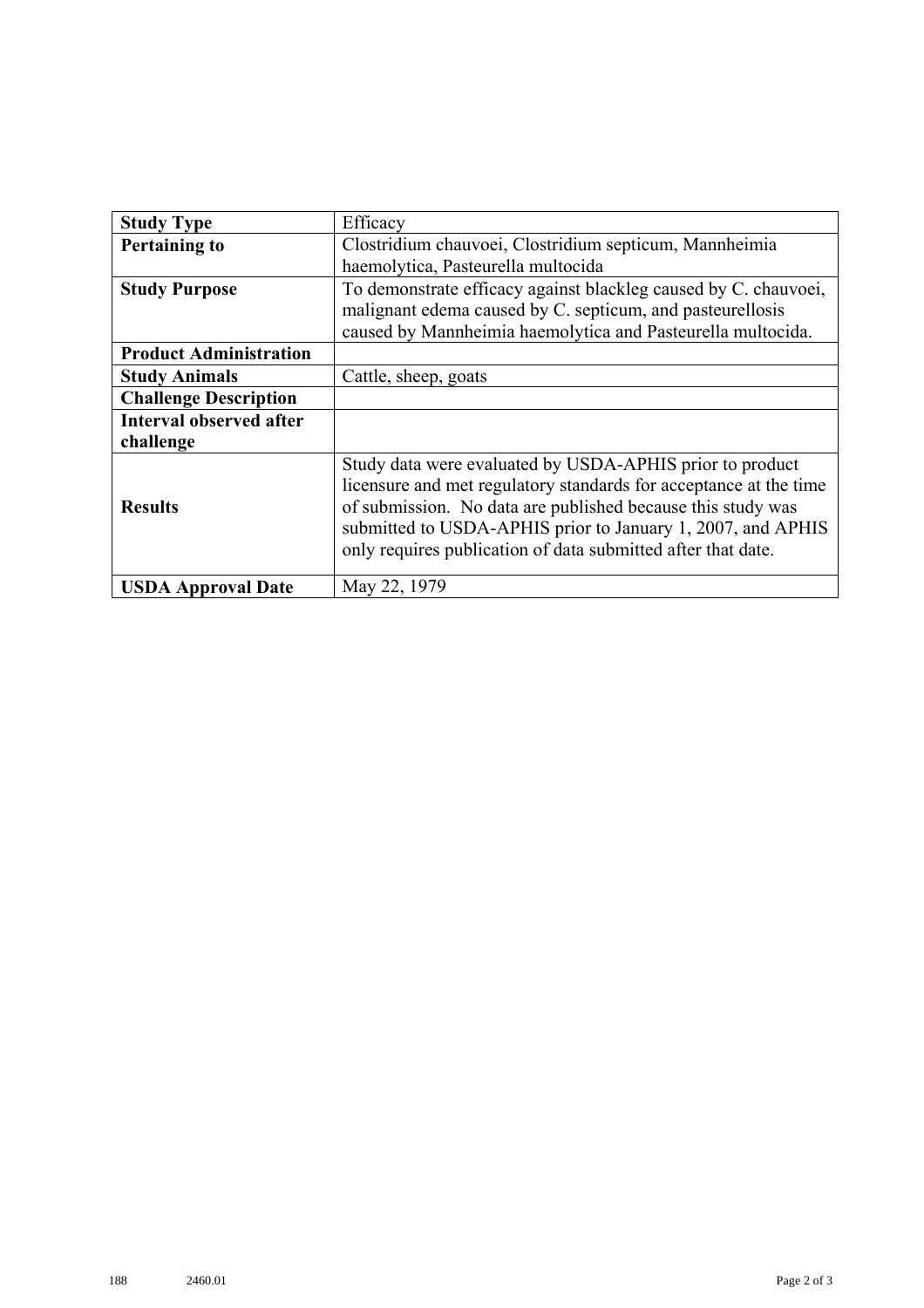| **Study Type** | Efficacy |
|---|---|
| **Pertaining to** | Clostridium chauvoei, Clostridium septicum, Mannheimia haemolytica, Pasteurella multocida |
| **Study Purpose** | To demonstrate efficacy against blackleg caused by C. chauvoei, malignant edema caused by C. septicum, and pasteurellosis caused by Mannheimia haemolytica and Pasteurella multocida. |
| **Product Administration** | |
| **Study Animals** | Cattle, sheep, goats |
| **Challenge Description** | |
| **Interval observed after challenge** | |
| **Results** | Study data were evaluated by USDA-APHIS prior to product licensure and met regulatory standards for acceptance at the time of submission. No data are published because this study was submitted to USDA-APHIS prior to January 1, 2007, and APHIS only requires publication of data submitted after that date. |
| **USDA Approval Date** | May 22, 1979 |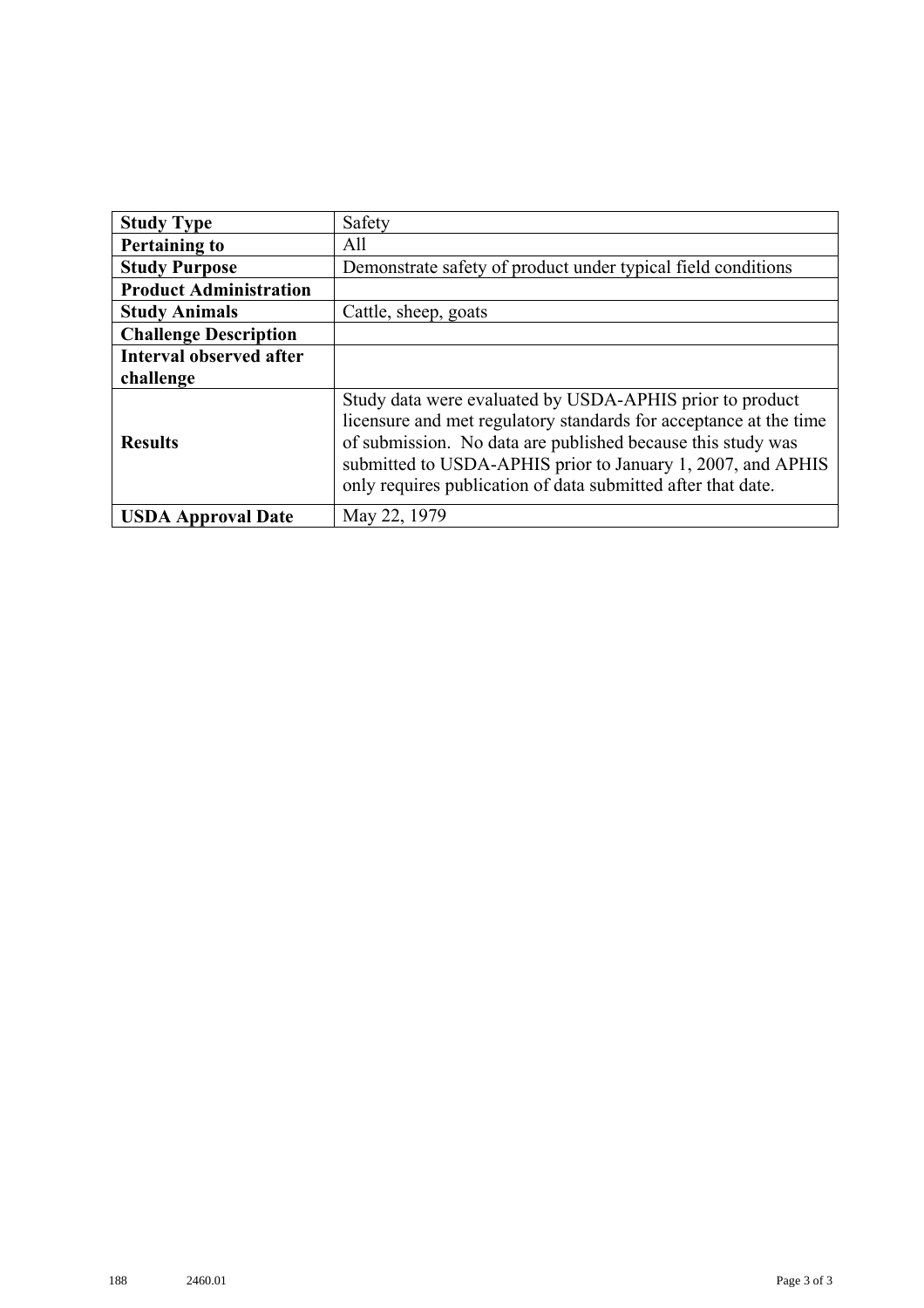| | |
|---|---|
| **Study Type** | Safety |
| **Pertaining to** | All |
| **Study Purpose** | Demonstrate safety of product under typical field conditions |
| **Product Administration** | |
| **Study Animals** | Cattle, sheep, goats |
| **Challenge Description** | |
| **Interval observed after challenge** | |
| **Results** | Study data were evaluated by USDA-APHIS prior to product licensure and met regulatory standards for acceptance at the time of submission. No data are published because this study was submitted to USDA-APHIS prior to January 1, 2007, and APHIS only requires publication of data submitted after that date. |
| **USDA Approval Date** | May 22, 1979 |